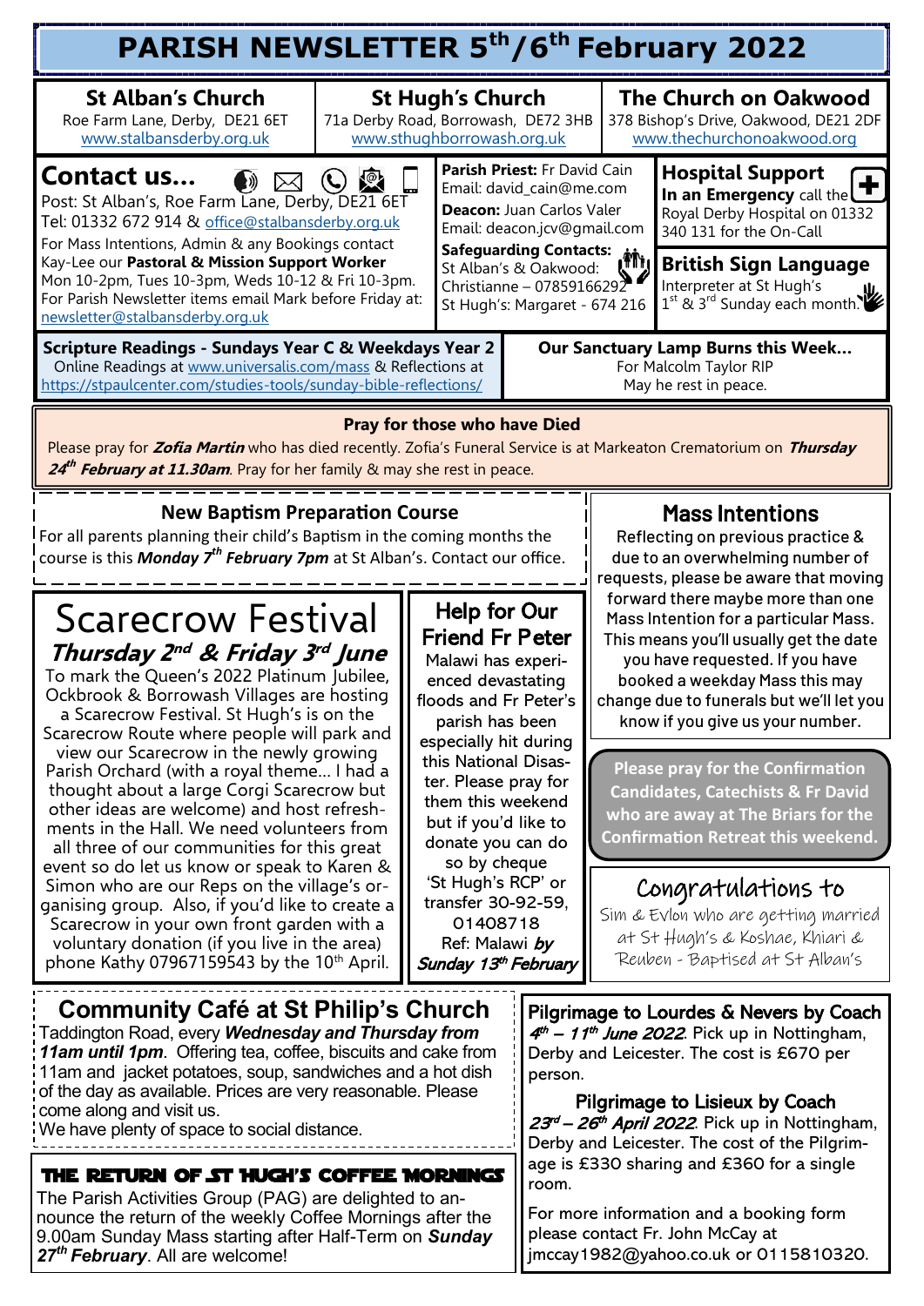# PARISH NEWSLETTER 5th/6th February 2022

**St Alban's Church**
Roe Farm Lane, Derby, DE21 6ET
www.stalbansderby.org.uk

**St Hugh's Church**
71a Derby Road, Borrowash, DE72 3HB
www.sthughborrowash.org.uk

**The Church on Oakwood**
378 Bishop's Drive, Oakwood, DE21 2DF
www.thechurchonoakwood.org

## Contact us...

Post: St Alban's, Roe Farm Lane, Derby, DE21 6ET
Tel: 01332 672 914 & office@stalbansderby.org.uk
For Mass Intentions, Admin & any Bookings contact Kay-Lee our **Pastoral & Mission Support Worker** Mon 10-2pm, Tues 10-3pm, Weds 10-12 & Fri 10-3pm.
For Parish Newsletter items email Mark before Friday at: newsletter@stalbansderby.org.uk

**Parish Priest:** Fr David Cain
Email: david_cain@me.com
**Deacon:** Juan Carlos Valer
Email: deacon.jcv@gmail.com
**Safeguarding Contacts:**
St Alban's & Oakwood: Christianne – 07859166292
St Hugh's: Margaret - 674 216

**Hospital Support**
**In an Emergency** call the Royal Derby Hospital on 01332 340 131 for the On-Call

**British Sign Language**
Interpreter at St Hugh's 1st & 3rd Sunday each month.

**Scripture Readings - Sundays Year C & Weekdays Year 2**
Online Readings at www.universalis.com/mass & Reflections at https://stpaulcenter.com/studies-tools/sunday-bible-reflections/

**Our Sanctuary Lamp Burns this Week...**
For Malcolm Taylor RIP
May he rest in peace.

## Pray for those who have Died

Please pray for ***Zofia Martin*** who has died recently. Zofia's Funeral Service is at Markeaton Crematorium on ***Thursday 24th February at 11.30am***. Pray for her family & may she rest in peace.

## New Baptism Preparation Course

For all parents planning their child's Baptism in the coming months the course is this ***Monday 7th February 7pm*** at St Alban's. Contact our office.

## Scarecrow Festival
### *Thursday 2nd & Friday 3rd June*

To mark the Queen's 2022 Platinum Jubilee, Ockbrook & Borrowash Villages are hosting a Scarecrow Festival. St Hugh's is on the Scarecrow Route where people will park and view our Scarecrow in the newly growing Parish Orchard (with a royal theme... I had a thought about a large Corgi Scarecrow but other ideas are welcome) and host refreshments in the Hall. We need volunteers from all three of our communities for this great event so do let us know or speak to Karen & Simon who are our Reps on the village's organising group. Also, if you'd like to create a Scarecrow in your own front garden with a voluntary donation (if you live in the area) phone Kathy 07967159543 by the 10th April.

## Help for Our Friend Fr Peter

Malawi has experienced devastating floods and Fr Peter's parish has been especially hit during this National Disaster. Please pray for them this weekend but if you'd like to donate you can do so by cheque 'St Hugh's RCP' or transfer 30-92-59, 01408718 Ref: Malawi ***by Sunday 13th February***

## Mass Intentions

Reflecting on previous practice & due to an overwhelming number of requests, please be aware that moving forward there maybe more than one Mass Intention for a particular Mass. This means you'll usually get the date you have requested. If you have booked a weekday Mass this may change due to funerals but we'll let you know if you give us your number.

**Please pray for the Confirmation Candidates, Catechists & Fr David who are away at The Briars for the Confirmation Retreat this weekend.**

## Congratulations to

Sim & Evlon who are getting married at St Hugh's & Koshae, Khiari & Reuben - Baptised at St Alban's

## Community Café at St Philip's Church

Taddington Road, every ***Wednesday and Thursday from 11am until 1pm***. Offering tea, coffee, biscuits and cake from 11am and jacket potatoes, soup, sandwiches and a hot dish of the day as available. Prices are very reasonable. Please come along and visit us.
We have plenty of space to social distance.

## THE RETURN OF ST HUGH'S COFFEE MORNINGS

The Parish Activities Group (PAG) are delighted to announce the return of the weekly Coffee Mornings after the 9.00am Sunday Mass starting after Half-Term on ***Sunday 27th February***. All are welcome!

## Pilgrimage to Lourdes & Nevers by Coach

***4th – 11th June 2022***. Pick up in Nottingham, Derby and Leicester. The cost is £670 per person.

## Pilgrimage to Lisieux by Coach

***23rd – 26th April 2022***. Pick up in Nottingham, Derby and Leicester. The cost of the Pilgrimage is £330 sharing and £360 for a single room.

For more information and a booking form please contact Fr. John McCay at jmccay1982@yahoo.co.uk or 0115810320.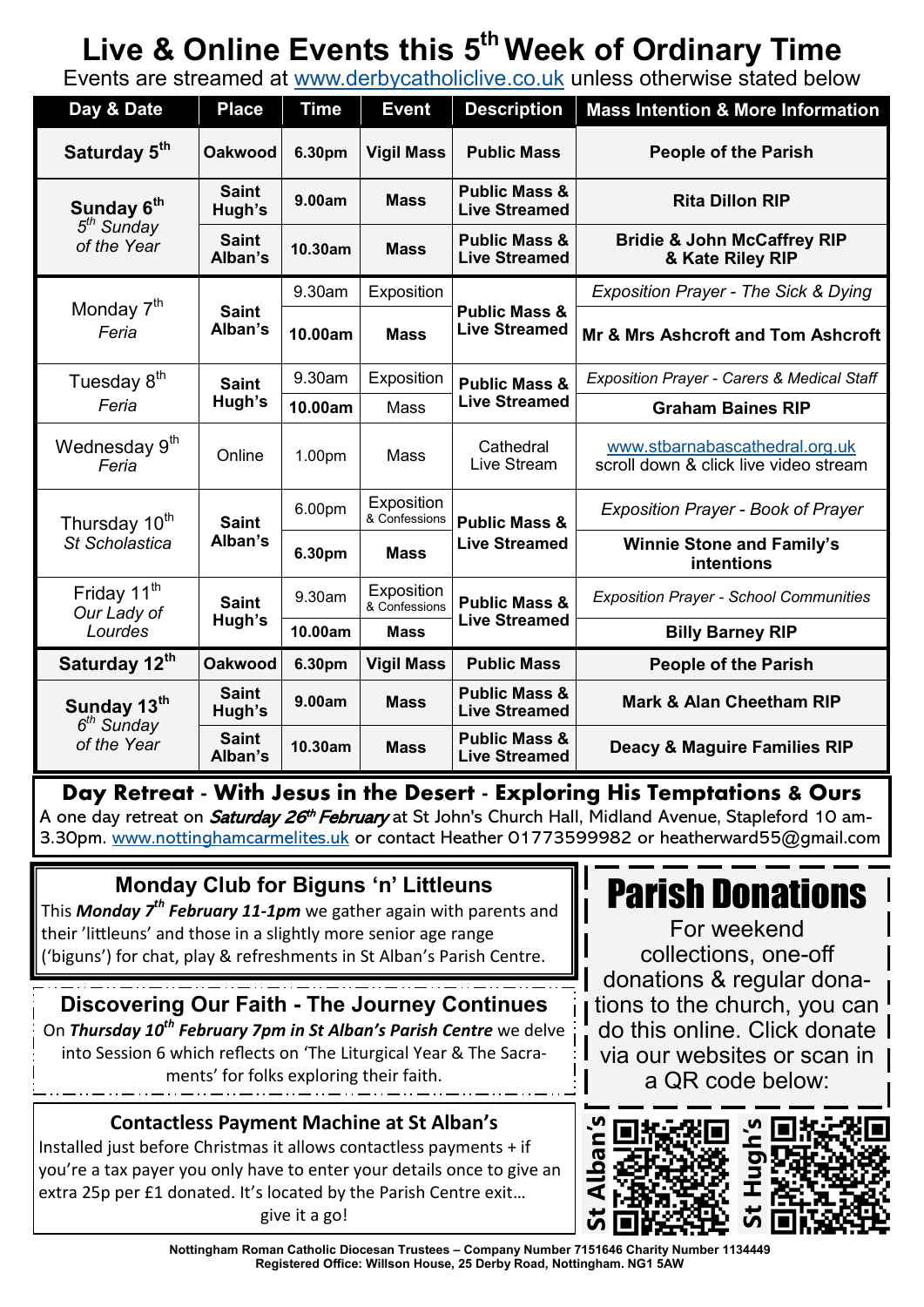# Live & Online Events this 5th Week of Ordinary Time

Events are streamed at www.derbycatholiclive.co.uk unless otherwise stated below

| Day & Date | Place | Time | Event | Description | Mass Intention & More Information |
|---|---|---|---|---|---|
| **Saturday 5th** | **Oakwood** | **6.30pm** | **Vigil Mass** | **Public Mass** | **People of the Parish** |
| **Sunday 6th** *5th Sunday of the Year* | **Saint Hugh's** | **9.00am** | **Mass** | **Public Mass & Live Streamed** | **Rita Dillon RIP** |
| | **Saint Alban's** | **10.30am** | **Mass** | **Public Mass & Live Streamed** | **Bridie & John McCaffrey RIP & Kate Riley RIP** |
| Monday 7th *Feria* | **Saint Alban's** | 9.30am | Exposition | **Public Mass & Live Streamed** | *Exposition Prayer - The Sick & Dying* |
| | | **10.00am** | **Mass** | | **Mr & Mrs Ashcroft and Tom Ashcroft** |
| Tuesday 8th *Feria* | **Saint Hugh's** | 9.30am | Exposition | **Public Mass & Live Streamed** | *Exposition Prayer - Carers & Medical Staff* |
| | | **10.00am** | Mass | | **Graham Baines RIP** |
| Wednesday 9th *Feria* | Online | 1.00pm | Mass | Cathedral Live Stream | www.stbarnabascathedral.org.uk scroll down & click live video stream |
| Thursday 10th *St Scholastica* | **Saint Alban's** | 6.00pm | Exposition & Confessions | **Public Mass & Live Streamed** | *Exposition Prayer - Book of Prayer* |
| | | **6.30pm** | **Mass** | | **Winnie Stone and Family's intentions** |
| Friday 11th *Our Lady of Lourdes* | **Saint Hugh's** | 9.30am | Exposition & Confessions | **Public Mass & Live Streamed** | *Exposition Prayer - School Communities* |
| | | **10.00am** | **Mass** | | **Billy Barney RIP** |
| **Saturday 12th** | **Oakwood** | **6.30pm** | **Vigil Mass** | **Public Mass** | **People of the Parish** |
| **Sunday 13th** *6th Sunday of the Year* | **Saint Hugh's** | **9.00am** | **Mass** | **Public Mass & Live Streamed** | **Mark & Alan Cheetham RIP** |
| | **Saint Alban's** | **10.30am** | **Mass** | **Public Mass & Live Streamed** | **Deacy & Maguire Families RIP** |

## Day Retreat - With Jesus in the Desert - Exploring His Temptations & Ours

A one day retreat on ***Saturday 26th February*** at St John's Church Hall, Midland Avenue, Stapleford 10 am-3.30pm. www.nottinghamcarmelites.uk or contact Heather 01773599982 or heatherward55@gmail.com

## Monday Club for Biguns 'n' Littleuns

This ***Monday 7th February 11-1pm*** we gather again with parents and their 'littleuns' and those in a slightly more senior age range ('biguns') for chat, play & refreshments in St Alban's Parish Centre.

## Discovering Our Faith - The Journey Continues

On ***Thursday 10th February 7pm in St Alban's Parish Centre*** we delve into Session 6 which reflects on 'The Liturgical Year & The Sacraments' for folks exploring their faith.

## Contactless Payment Machine at St Alban's

Installed just before Christmas it allows contactless payments + if you're a tax payer you only have to enter your details once to give an extra 25p per £1 donated. It's located by the Parish Centre exit… give it a go!

## Parish Donations

For weekend collections, one-off donations & regular donations to the church, you can do this online. Click donate via our websites or scan in a QR code below:

St Alban's

St Hugh's

**Nottingham Roman Catholic Diocesan Trustees – Company Number 7151646 Charity Number 1134449**
**Registered Office: Willson House, 25 Derby Road, Nottingham. NG1 5AW**